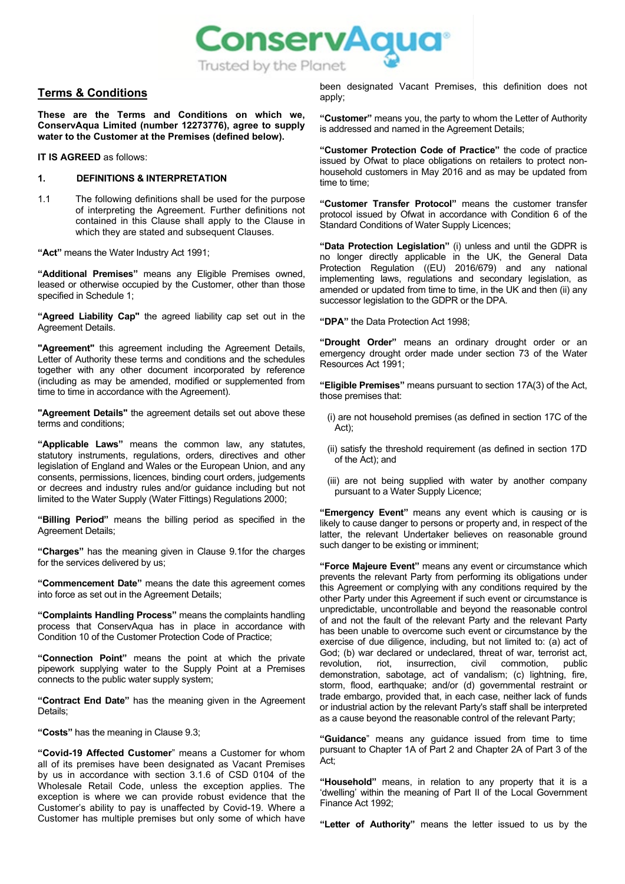## Terms & Conditions

**These are the Terms and Conditions on which we, ConservAqua Limited (number 12273776), agree to supply water to the Customer at the Premises (defined below).**

**IT IS AGREED** as follows:

### 1. DEFINITIONS & INTERPRETATION

1.1 The following definitions shall be used for the purpose of interpreting the Agreement. Further definitions not contained in this Clause shall apply to the Clause in which they are stated and subsequent Clauses.

**"Act"** means the Water Industry Act 1991;

**"Additional Premises"** means any Eligible Premises owned, leased or otherwise occupied by the Customer, other than those specified in Schedule 1;

**"Agreed Liability Cap"** the agreed liability cap set out in the Agreement Details.

**"Agreement"** this agreement including the Agreement Details, Letter of Authority these terms and conditions and the schedules together with any other document incorporated by reference (including as may be amended, modified or supplemented from time to time in accordance with the Agreement).

**"Agreement Details"** the agreement details set out above these terms and conditions;

**"Applicable Laws"** means the common law, any statutes, statutory instruments, regulations, orders, directives and other legislation of England and Wales or the European Union, and any consents, permissions, licences, binding court orders, judgements or decrees and industry rules and/or guidance including but not limited to the Water Supply (Water Fittings) Regulations 2000;

**"Billing Period"** means the billing period as specified in the Agreement Details;

**"Charges"** has the meaning given in Clause 9.1for the charges for the services delivered by us;

**"Commencement Date"** means the date this agreement comes into force as set out in the Agreement Details;

**"Complaints Handling Process"** means the complaints handling process that ConservAqua has in place in accordance with Condition 10 of the Customer Protection Code of Practice;

**"Connection Point"** means the point at which the private pipework supplying water to the Supply Point at a Premises connects to the public water supply system;

**"Contract End Date"** has the meaning given in the Agreement Details;

**"Costs"** has the meaning in Clause 9.3;

**"Covid-19 Affected Customer"** means a Customer for whom all of its premises have been designated as Vacant Premises by us in accordance with section 3.1.6 of CSD 0104 of the Wholesale Retail Code, unless the exception applies. The exception is where we can provide robust evidence that the Customer's ability to pay is unaffected by Covid-19. Where a Customer has multiple premises but only some of which have been designated Vacant Premises, this definition does not apply;

**"Customer"** means you, the party to whom the Letter of Authority is addressed and named in the Agreement Details;

**"Customer Protection Code of Practice"** the code of practice issued by Ofwat to place obligations on retailers to protect non-household customers in May 2016 and as may be updated from time to time;

**"Customer Transfer Protocol"** means the customer transfer protocol issued by Ofwat in accordance with Condition 6 of the Standard Conditions of Water Supply Licences;

**"Data Protection Legislation"** (i) unless and until the GDPR is no longer directly applicable in the UK, the General Data Protection Regulation ((EU) 2016/679) and any national implementing laws, regulations and secondary legislation, as amended or updated from time to time, in the UK and then (ii) any successor legislation to the GDPR or the DPA.

**"DPA"** the Data Protection Act 1998;

**"Drought Order"** means an ordinary drought order or an emergency drought order made under section 73 of the Water Resources Act 1991;

**"Eligible Premises"** means pursuant to section 17A(3) of the Act, those premises that:

(i) are not household premises (as defined in section 17C of the Act);

(ii) satisfy the threshold requirement (as defined in section 17D of the Act); and

(iii) are not being supplied with water by another company pursuant to a Water Supply Licence;

**"Emergency Event"** means any event which is causing or is likely to cause danger to persons or property and, in respect of the latter, the relevant Undertaker believes on reasonable ground such danger to be existing or imminent;

**"Force Majeure Event"** means any event or circumstance which prevents the relevant Party from performing its obligations under this Agreement or complying with any conditions required by the other Party under this Agreement if such event or circumstance is unpredictable, uncontrollable and beyond the reasonable control of and not the fault of the relevant Party and the relevant Party has been unable to overcome such event or circumstance by the exercise of due diligence, including, but not limited to: (a) act of God; (b) war declared or undeclared, threat of war, terrorist act, revolution, riot, insurrection, civil commotion, public demonstration, sabotage, act of vandalism; (c) lightning, fire, storm, flood, earthquake; and/or (d) governmental restraint or trade embargo, provided that, in each case, neither lack of funds or industrial action by the relevant Party's staff shall be interpreted as a cause beyond the reasonable control of the relevant Party;

**"Guidance"** means any guidance issued from time to time pursuant to Chapter 1A of Part 2 and Chapter 2A of Part 3 of the Act;

**"Household"** means, in relation to any property that it is a 'dwelling' within the meaning of Part II of the Local Government Finance Act 1992;

**"Letter of Authority"** means the letter issued to us by the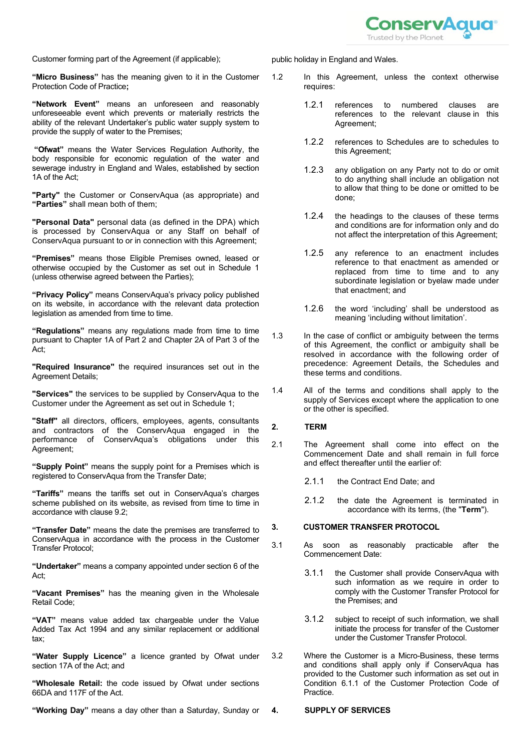Customer forming part of the Agreement (if applicable);

**"Micro Business"** has the meaning given to it in the Customer Protection Code of Practice**;**

**"Network Event"** means an unforeseen and reasonably unforeseeable event which prevents or materially restricts the ability of the relevant Undertaker's public water supply system to provide the supply of water to the Premises;

**"Ofwat"** means the Water Services Regulation Authority, the body responsible for economic regulation of the water and sewerage industry in England and Wales, established by section 1A of the Act;

**"Party"** the Customer or ConservAqua (as appropriate) and **"Parties"** shall mean both of them;

**"Personal Data"** personal data (as defined in the DPA) which is processed by ConservAqua or any Staff on behalf of ConservAqua pursuant to or in connection with this Agreement;

**"Premises"** means those Eligible Premises owned, leased or otherwise occupied by the Customer as set out in Schedule 1 (unless otherwise agreed between the Parties);

**"Privacy Policy"** means ConservAqua's privacy policy published on its website, in accordance with the relevant data protection legislation as amended from time to time.

**"Regulations"** means any regulations made from time to time pursuant to Chapter 1A of Part 2 and Chapter 2A of Part 3 of the Act;

**"Required Insurance"** the required insurances set out in the Agreement Details;

**"Services"** the services to be supplied by ConservAqua to the Customer under the Agreement as set out in Schedule 1;

**"Staff"** all directors, officers, employees, agents, consultants and contractors of the ConservAqua engaged in the performance of ConservAqua's obligations under this Agreement;

**"Supply Point"** means the supply point for a Premises which is registered to ConservAqua from the Transfer Date;

**"Tariffs"** means the tariffs set out in ConservAqua's charges scheme published on its website, as revised from time to time in accordance with clause 9.2;

**"Transfer Date"** means the date the premises are transferred to ConservAqua in accordance with the process in the Customer Transfer Protocol;

**"Undertaker"** means a company appointed under section 6 of the Act;

**"Vacant Premises"** has the meaning given in the Wholesale Retail Code;

**"VAT"** means value added tax chargeable under the Value Added Tax Act 1994 and any similar replacement or additional tax;

**"Water Supply Licence"** a licence granted by Ofwat under section 17A of the Act; and

**"Wholesale Retail:** the code issued by Ofwat under sections 66DA and 117F of the Act.

**"Working Day"** means a day other than a Saturday, Sunday or public holiday in England and Wales.

1.2 In this Agreement, unless the context otherwise requires:

1.2.1 references to numbered clauses are references to the relevant clause in this Agreement;

1.2.2 references to Schedules are to schedules to this Agreement;

1.2.3 any obligation on any Party not to do or omit to do anything shall include an obligation not to allow that thing to be done or omitted to be done;

1.2.4 the headings to the clauses of these terms and conditions are for information only and do not affect the interpretation of this Agreement;

1.2.5 any reference to an enactment includes reference to that enactment as amended or replaced from time to time and to any subordinate legislation or byelaw made under that enactment; and

1.2.6 the word 'including' shall be understood as meaning 'including without limitation'.

1.3 In the case of conflict or ambiguity between the terms of this Agreement, the conflict or ambiguity shall be resolved in accordance with the following order of precedence: Agreement Details, the Schedules and these terms and conditions.

1.4 All of the terms and conditions shall apply to the supply of Services except where the application to one or the other is specified.

## 2. TERM

2.1 The Agreement shall come into effect on the Commencement Date and shall remain in full force and effect thereafter until the earlier of:

2.1.1 the Contract End Date; and

2.1.2 the date the Agreement is terminated in accordance with its terms, (the **"Term"**).

## 3. CUSTOMER TRANSFER PROTOCOL

3.1 As soon as reasonably practicable after the Commencement Date:

3.1.1 the Customer shall provide ConservAqua with such information as we require in order to comply with the Customer Transfer Protocol for the Premises; and

3.1.2 subject to receipt of such information, we shall initiate the process for transfer of the Customer under the Customer Transfer Protocol.

3.2 Where the Customer is a Micro-Business, these terms and conditions shall apply only if ConservAqua has provided to the Customer such information as set out in Condition 6.1.1 of the Customer Protection Code of Practice.

## 4. SUPPLY OF SERVICES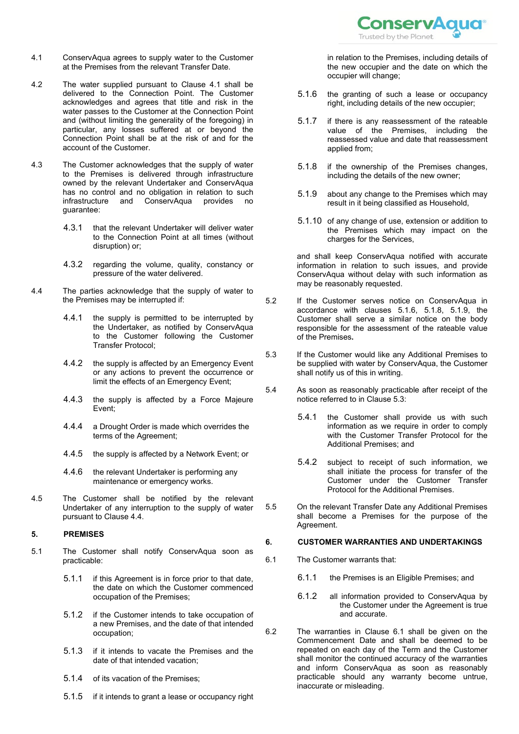4.1 ConservAqua agrees to supply water to the Customer at the Premises from the relevant Transfer Date.

4.2 The water supplied pursuant to Clause 4.1 shall be delivered to the Connection Point. The Customer acknowledges and agrees that title and risk in the water passes to the Customer at the Connection Point and (without limiting the generality of the foregoing) in particular, any losses suffered at or beyond the Connection Point shall be at the risk of and for the account of the Customer.

4.3 The Customer acknowledges that the supply of water to the Premises is delivered through infrastructure owned by the relevant Undertaker and ConservAqua has no control and no obligation in relation to such infrastructure and ConservAqua provides no guarantee:

- 4.3.1 that the relevant Undertaker will deliver water to the Connection Point at all times (without disruption) or;
- 4.3.2 regarding the volume, quality, constancy or pressure of the water delivered.

4.4 The parties acknowledge that the supply of water to the Premises may be interrupted if:

- 4.4.1 the supply is permitted to be interrupted by the Undertaker, as notified by ConservAqua to the Customer following the Customer Transfer Protocol;
- 4.4.2 the supply is affected by an Emergency Event or any actions to prevent the occurrence or limit the effects of an Emergency Event;
- 4.4.3 the supply is affected by a Force Majeure Event;
- 4.4.4 a Drought Order is made which overrides the terms of the Agreement;
- 4.4.5 the supply is affected by a Network Event; or
- 4.4.6 the relevant Undertaker is performing any maintenance or emergency works.

4.5 The Customer shall be notified by the relevant Undertaker of any interruption to the supply of water pursuant to Clause 4.4.

## 5. PREMISES

5.1 The Customer shall notify ConservAqua soon as practicable:

- 5.1.1 if this Agreement is in force prior to that date, the date on which the Customer commenced occupation of the Premises;
- 5.1.2 if the Customer intends to take occupation of a new Premises, and the date of that intended occupation;
- 5.1.3 if it intends to vacate the Premises and the date of that intended vacation;
- 5.1.4 of its vacation of the Premises;
- 5.1.5 if it intends to grant a lease or occupancy right in relation to the Premises, including details of the new occupier and the date on which the occupier will change;
- 5.1.6 the granting of such a lease or occupancy right, including details of the new occupier;
- 5.1.7 if there is any reassessment of the rateable value of the Premises, including the reassessed value and date that reassessment applied from;
- 5.1.8 if the ownership of the Premises changes, including the details of the new owner;
- 5.1.9 about any change to the Premises which may result in it being classified as Household,
- 5.1.10 of any change of use, extension or addition to the Premises which may impact on the charges for the Services,

and shall keep ConservAqua notified with accurate information in relation to such issues, and provide ConservAqua without delay with such information as may be reasonably requested.

5.2 If the Customer serves notice on ConservAqua in accordance with clauses 5.1.6, 5.1.8, 5.1.9, the Customer shall serve a similar notice on the body responsible for the assessment of the rateable value of the Premises.

5.3 If the Customer would like any Additional Premises to be supplied with water by ConservAqua, the Customer shall notify us of this in writing.

5.4 As soon as reasonably practicable after receipt of the notice referred to in Clause 5.3:

- 5.4.1 the Customer shall provide us with such information as we require in order to comply with the Customer Transfer Protocol for the Additional Premises; and
- 5.4.2 subject to receipt of such information, we shall initiate the process for transfer of the Customer under the Customer Transfer Protocol for the Additional Premises.

5.5 On the relevant Transfer Date any Additional Premises shall become a Premises for the purpose of the Agreement.

## 6. CUSTOMER WARRANTIES AND UNDERTAKINGS

6.1 The Customer warrants that:

- 6.1.1 the Premises is an Eligible Premises; and
- 6.1.2 all information provided to ConservAqua by the Customer under the Agreement is true and accurate.

6.2 The warranties in Clause 6.1 shall be given on the Commencement Date and shall be deemed to be repeated on each day of the Term and the Customer shall monitor the continued accuracy of the warranties and inform ConservAqua as soon as reasonably practicable should any warranty become untrue, inaccurate or misleading.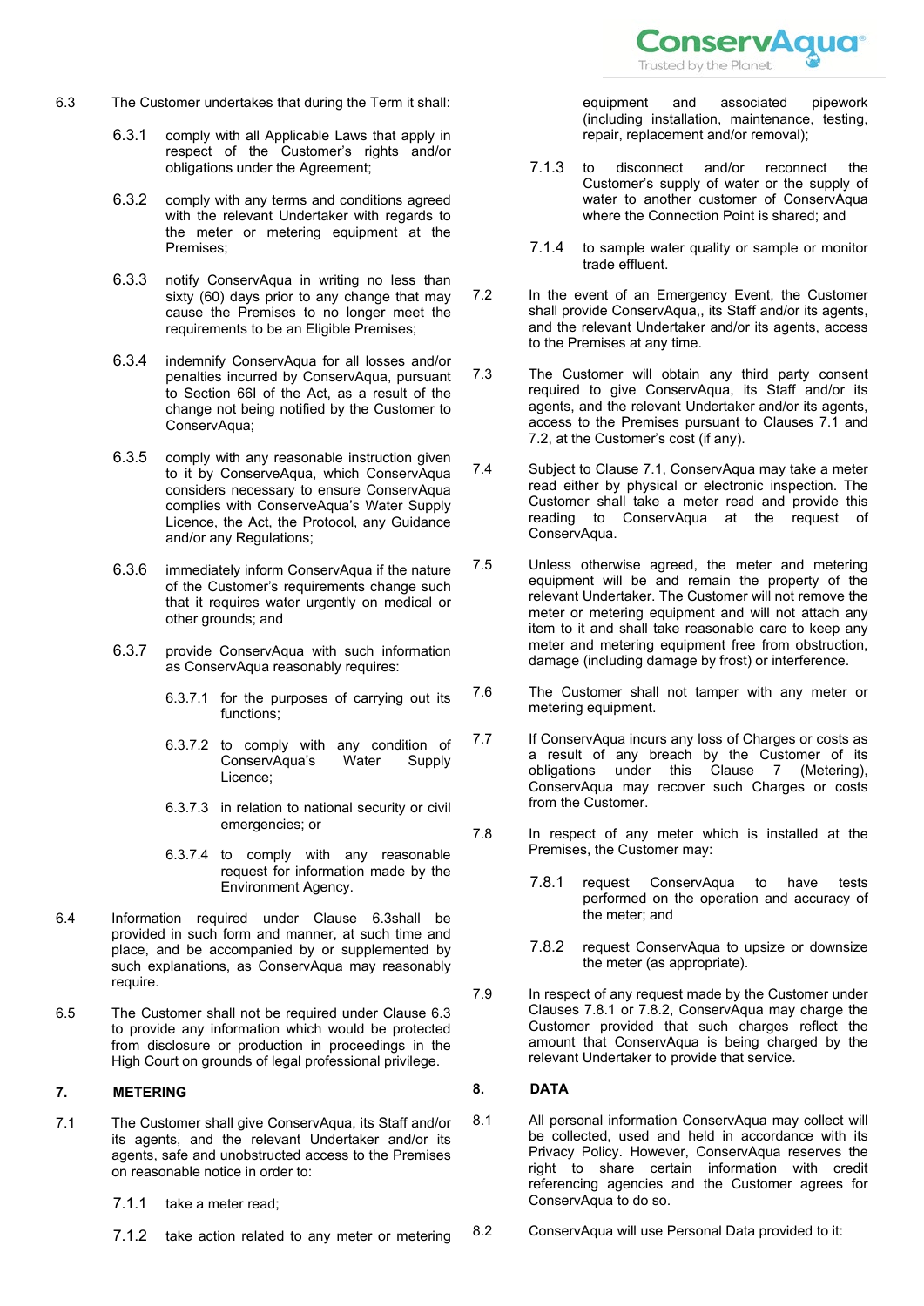6.3 The Customer undertakes that during the Term it shall:

6.3.1 comply with all Applicable Laws that apply in respect of the Customer's rights and/or obligations under the Agreement;

6.3.2 comply with any terms and conditions agreed with the relevant Undertaker with regards to the meter or metering equipment at the Premises;

6.3.3 notify ConservAqua in writing no less than sixty (60) days prior to any change that may cause the Premises to no longer meet the requirements to be an Eligible Premises;

6.3.4 indemnify ConservAqua for all losses and/or penalties incurred by ConservAqua, pursuant to Section 66I of the Act, as a result of the change not being notified by the Customer to ConservAqua;

6.3.5 comply with any reasonable instruction given to it by ConserveAqua, which ConservAqua considers necessary to ensure ConservAqua complies with ConserveAqua's Water Supply Licence, the Act, the Protocol, any Guidance and/or any Regulations;

6.3.6 immediately inform ConservAqua if the nature of the Customer's requirements change such that it requires water urgently on medical or other grounds; and

6.3.7 provide ConservAqua with such information as ConservAqua reasonably requires:

6.3.7.1 for the purposes of carrying out its functions;

6.3.7.2 to comply with any condition of ConservAqua's Water Supply Licence;

6.3.7.3 in relation to national security or civil emergencies; or

6.3.7.4 to comply with any reasonable request for information made by the Environment Agency.

6.4 Information required under Clause 6.3shall be provided in such form and manner, at such time and place, and be accompanied by or supplemented by such explanations, as ConservAqua may reasonably require.

6.5 The Customer shall not be required under Clause 6.3 to provide any information which would be protected from disclosure or production in proceedings in the High Court on grounds of legal professional privilege.

## 7. METERING

7.1 The Customer shall give ConservAqua, its Staff and/or its agents, and the relevant Undertaker and/or its agents, safe and unobstructed access to the Premises on reasonable notice in order to:

7.1.1 take a meter read;

7.1.2 take action related to any meter or metering equipment and associated pipework (including installation, maintenance, testing, repair, replacement and/or removal);

7.1.3 to disconnect and/or reconnect the Customer's supply of water or the supply of water to another customer of ConservAqua where the Connection Point is shared; and

7.1.4 to sample water quality or sample or monitor trade effluent.

7.2 In the event of an Emergency Event, the Customer shall provide ConservAqua,, its Staff and/or its agents, and the relevant Undertaker and/or its agents, access to the Premises at any time.

7.3 The Customer will obtain any third party consent required to give ConservAqua, its Staff and/or its agents, and the relevant Undertaker and/or its agents, access to the Premises pursuant to Clauses 7.1 and 7.2, at the Customer's cost (if any).

7.4 Subject to Clause 7.1, ConservAqua may take a meter read either by physical or electronic inspection. The Customer shall take a meter read and provide this reading to ConservAqua at the request of ConservAqua.

7.5 Unless otherwise agreed, the meter and metering equipment will be and remain the property of the relevant Undertaker. The Customer will not remove the meter or metering equipment and will not attach any item to it and shall take reasonable care to keep any meter and metering equipment free from obstruction, damage (including damage by frost) or interference.

7.6 The Customer shall not tamper with any meter or metering equipment.

7.7 If ConservAqua incurs any loss of Charges or costs as a result of any breach by the Customer of its obligations under this Clause 7 (Metering), ConservAqua may recover such Charges or costs from the Customer.

7.8 In respect of any meter which is installed at the Premises, the Customer may:

7.8.1 request ConservAqua to have tests performed on the operation and accuracy of the meter; and

7.8.2 request ConservAqua to upsize or downsize the meter (as appropriate).

7.9 In respect of any request made by the Customer under Clauses 7.8.1 or 7.8.2, ConservAqua may charge the Customer provided that such charges reflect the amount that ConservAqua is being charged by the relevant Undertaker to provide that service.

## 8. DATA

8.1 All personal information ConservAqua may collect will be collected, used and held in accordance with its Privacy Policy. However, ConservAqua reserves the right to share certain information with credit referencing agencies and the Customer agrees for ConservAqua to do so.

8.2 ConservAqua will use Personal Data provided to it: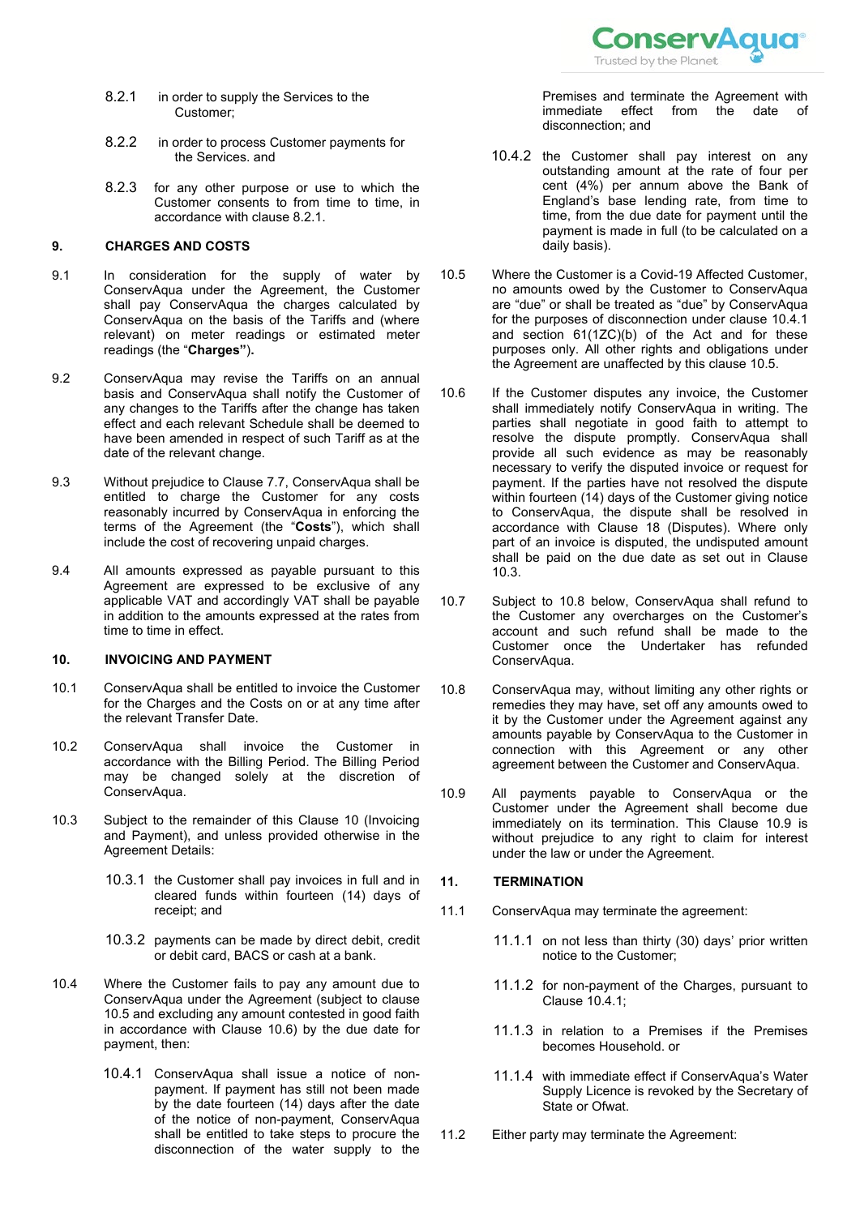8.2.1 in order to supply the Services to the Customer;

8.2.2 in order to process Customer payments for the Services. and

8.2.3 for any other purpose or use to which the Customer consents to from time to time, in accordance with clause 8.2.1.

## 9. CHARGES AND COSTS

9.1 In consideration for the supply of water by ConservAqua under the Agreement, the Customer shall pay ConservAqua the charges calculated by ConservAqua on the basis of the Tariffs and (where relevant) on meter readings or estimated meter readings (the "**Charges"**).

9.2 ConservAqua may revise the Tariffs on an annual basis and ConservAqua shall notify the Customer of any changes to the Tariffs after the change has taken effect and each relevant Schedule shall be deemed to have been amended in respect of such Tariff as at the date of the relevant change.

9.3 Without prejudice to Clause 7.7, ConservAqua shall be entitled to charge the Customer for any costs reasonably incurred by ConservAqua in enforcing the terms of the Agreement (the "**Costs**"), which shall include the cost of recovering unpaid charges.

9.4 All amounts expressed as payable pursuant to this Agreement are expressed to be exclusive of any applicable VAT and accordingly VAT shall be payable in addition to the amounts expressed at the rates from time to time in effect.

## 10. INVOICING AND PAYMENT

10.1 ConservAqua shall be entitled to invoice the Customer for the Charges and the Costs on or at any time after the relevant Transfer Date.

10.2 ConservAqua shall invoice the Customer in accordance with the Billing Period. The Billing Period may be changed solely at the discretion of ConservAqua.

10.3 Subject to the remainder of this Clause 10 (Invoicing and Payment), and unless provided otherwise in the Agreement Details:

10.3.1 the Customer shall pay invoices in full and in cleared funds within fourteen (14) days of receipt; and

10.3.2 payments can be made by direct debit, credit or debit card, BACS or cash at a bank.

10.4 Where the Customer fails to pay any amount due to ConservAqua under the Agreement (subject to clause 10.5 and excluding any amount contested in good faith in accordance with Clause 10.6) by the due date for payment, then:

10.4.1 ConservAqua shall issue a notice of non-payment. If payment has still not been made by the date fourteen (14) days after the date of the notice of non-payment, ConservAqua shall be entitled to take steps to procure the disconnection of the water supply to the Premises and terminate the Agreement with immediate effect from the date of disconnection; and

10.4.2 the Customer shall pay interest on any outstanding amount at the rate of four per cent (4%) per annum above the Bank of England's base lending rate, from time to time, from the due date for payment until the payment is made in full (to be calculated on a daily basis).

10.5 Where the Customer is a Covid-19 Affected Customer, no amounts owed by the Customer to ConservAqua are "due" or shall be treated as "due" by ConservAqua for the purposes of disconnection under clause 10.4.1 and section 61(1ZC)(b) of the Act and for these purposes only. All other rights and obligations under the Agreement are unaffected by this clause 10.5.

10.6 If the Customer disputes any invoice, the Customer shall immediately notify ConservAqua in writing. The parties shall negotiate in good faith to attempt to resolve the dispute promptly. ConservAqua shall provide all such evidence as may be reasonably necessary to verify the disputed invoice or request for payment. If the parties have not resolved the dispute within fourteen (14) days of the Customer giving notice to ConservAqua, the dispute shall be resolved in accordance with Clause 18 (Disputes). Where only part of an invoice is disputed, the undisputed amount shall be paid on the due date as set out in Clause 10.3.

10.7 Subject to 10.8 below, ConservAqua shall refund to the Customer any overcharges on the Customer's account and such refund shall be made to the Customer once the Undertaker has refunded ConservAqua.

10.8 ConservAqua may, without limiting any other rights or remedies they may have, set off any amounts owed to it by the Customer under the Agreement against any amounts payable by ConservAqua to the Customer in connection with this Agreement or any other agreement between the Customer and ConservAqua.

10.9 All payments payable to ConservAqua or the Customer under the Agreement shall become due immediately on its termination. This Clause 10.9 is without prejudice to any right to claim for interest under the law or under the Agreement.

## 11. TERMINATION

11.1 ConservAqua may terminate the agreement:

11.1.1 on not less than thirty (30) days' prior written notice to the Customer;

11.1.2 for non-payment of the Charges, pursuant to Clause 10.4.1;

11.1.3 in relation to a Premises if the Premises becomes Household. or

11.1.4 with immediate effect if ConservAqua's Water Supply Licence is revoked by the Secretary of State or Ofwat.

11.2 Either party may terminate the Agreement: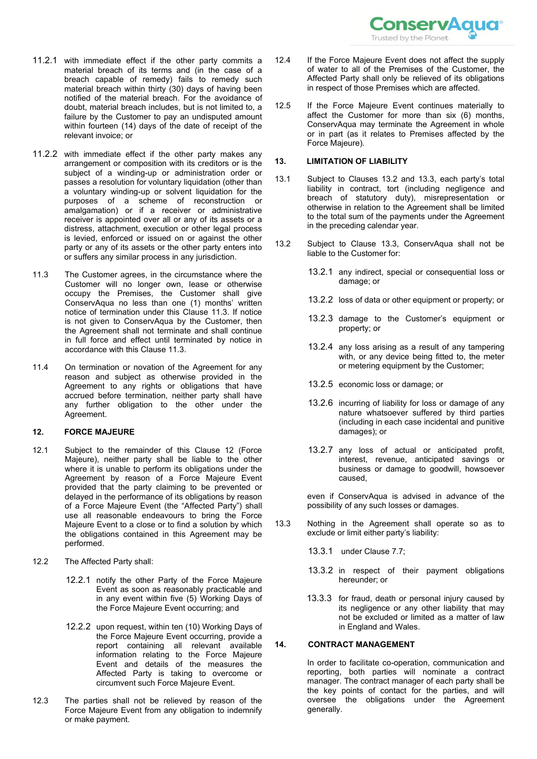11.2.1 with immediate effect if the other party commits a material breach of its terms and (in the case of a breach capable of remedy) fails to remedy such material breach within thirty (30) days of having been notified of the material breach. For the avoidance of doubt, material breach includes, but is not limited to, a failure by the Customer to pay an undisputed amount within fourteen (14) days of the date of receipt of the relevant invoice; or

11.2.2 with immediate effect if the other party makes any arrangement or composition with its creditors or is the subject of a winding-up or administration order or passes a resolution for voluntary liquidation (other than a voluntary winding-up or solvent liquidation for the purposes of a scheme of reconstruction or amalgamation) or if a receiver or administrative receiver is appointed over all or any of its assets or a distress, attachment, execution or other legal process is levied, enforced or issued on or against the other party or any of its assets or the other party enters into or suffers any similar process in any jurisdiction.

11.3 The Customer agrees, in the circumstance where the Customer will no longer own, lease or otherwise occupy the Premises, the Customer shall give ConservAqua no less than one (1) months' written notice of termination under this Clause 11.3. If notice is not given to ConservAqua by the Customer, then the Agreement shall not terminate and shall continue in full force and effect until terminated by notice in accordance with this Clause 11.3.

11.4 On termination or novation of the Agreement for any reason and subject as otherwise provided in the Agreement to any rights or obligations that have accrued before termination, neither party shall have any further obligation to the other under the Agreement.

## 12. FORCE MAJEURE

12.1 Subject to the remainder of this Clause 12 (Force Majeure), neither party shall be liable to the other where it is unable to perform its obligations under the Agreement by reason of a Force Majeure Event provided that the party claiming to be prevented or delayed in the performance of its obligations by reason of a Force Majeure Event (the "Affected Party") shall use all reasonable endeavours to bring the Force Majeure Event to a close or to find a solution by which the obligations contained in this Agreement may be performed.

12.2 The Affected Party shall:

12.2.1 notify the other Party of the Force Majeure Event as soon as reasonably practicable and in any event within five (5) Working Days of the Force Majeure Event occurring; and

12.2.2 upon request, within ten (10) Working Days of the Force Majeure Event occurring, provide a report containing all relevant available information relating to the Force Majeure Event and details of the measures the Affected Party is taking to overcome or circumvent such Force Majeure Event.

12.3 The parties shall not be relieved by reason of the Force Majeure Event from any obligation to indemnify or make payment.

12.4 If the Force Majeure Event does not affect the supply of water to all of the Premises of the Customer, the Affected Party shall only be relieved of its obligations in respect of those Premises which are affected.

12.5 If the Force Majeure Event continues materially to affect the Customer for more than six (6) months, ConservAqua may terminate the Agreement in whole or in part (as it relates to Premises affected by the Force Majeure).

## 13. LIMITATION OF LIABILITY

13.1 Subject to Clauses 13.2 and 13.3, each party's total liability in contract, tort (including negligence and breach of statutory duty), misrepresentation or otherwise in relation to the Agreement shall be limited to the total sum of the payments under the Agreement in the preceding calendar year.

13.2 Subject to Clause 13.3, ConservAqua shall not be liable to the Customer for:

13.2.1 any indirect, special or consequential loss or damage; or

13.2.2 loss of data or other equipment or property; or

13.2.3 damage to the Customer's equipment or property; or

13.2.4 any loss arising as a result of any tampering with, or any device being fitted to, the meter or metering equipment by the Customer;

13.2.5 economic loss or damage; or

13.2.6 incurring of liability for loss or damage of any nature whatsoever suffered by third parties (including in each case incidental and punitive damages); or

13.2.7 any loss of actual or anticipated profit, interest, revenue, anticipated savings or business or damage to goodwill, howsoever caused,

even if ConservAqua is advised in advance of the possibility of any such losses or damages.

13.3 Nothing in the Agreement shall operate so as to exclude or limit either party's liability:

13.3.1 under Clause 7.7;

13.3.2 in respect of their payment obligations hereunder; or

13.3.3 for fraud, death or personal injury caused by its negligence or any other liability that may not be excluded or limited as a matter of law in England and Wales.

## 14. CONTRACT MANAGEMENT

In order to facilitate co-operation, communication and reporting, both parties will nominate a contract manager. The contract manager of each party shall be the key points of contact for the parties, and will oversee the obligations under the Agreement generally.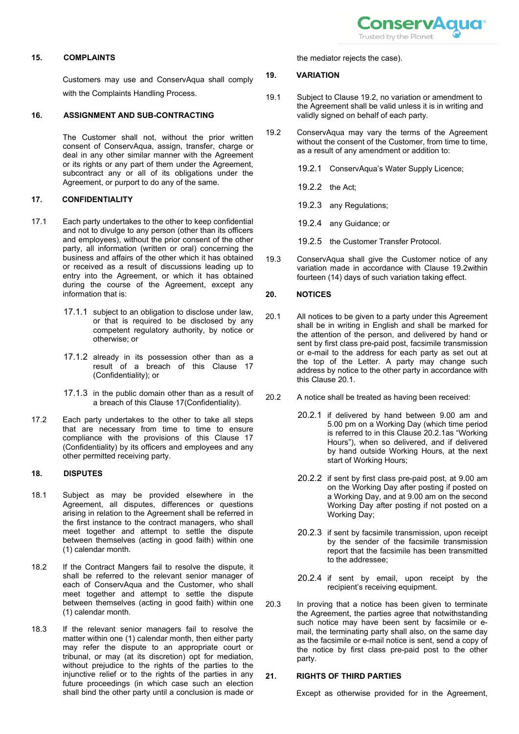## 15. COMPLAINTS

Customers may use and ConservAqua shall comply with the Complaints Handling Process.

## 16. ASSIGNMENT AND SUB-CONTRACTING

The Customer shall not, without the prior written consent of ConservAqua, assign, transfer, charge or deal in any other similar manner with the Agreement or its rights or any part of them under the Agreement, subcontract any or all of its obligations under the Agreement, or purport to do any of the same.

## 17. CONFIDENTIALITY

17.1 Each party undertakes to the other to keep confidential and not to divulge to any person (other than its officers and employees), without the prior consent of the other party, all information (written or oral) concerning the business and affairs of the other which it has obtained or received as a result of discussions leading up to entry into the Agreement, or which it has obtained during the course of the Agreement, except any information that is:

17.1.1 subject to an obligation to disclose under law, or that is required to be disclosed by any competent regulatory authority, by notice or otherwise; or

17.1.2 already in its possession other than as a result of a breach of this Clause 17 (Confidentiality); or

17.1.3 in the public domain other than as a result of a breach of this Clause 17(Confidentiality).

17.2 Each party undertakes to the other to take all steps that are necessary from time to time to ensure compliance with the provisions of this Clause 17 (Confidentiality) by its officers and employees and any other permitted receiving party.

## 18. DISPUTES

18.1 Subject as may be provided elsewhere in the Agreement, all disputes, differences or questions arising in relation to the Agreement shall be referred in the first instance to the contract managers, who shall meet together and attempt to settle the dispute between themselves (acting in good faith) within one (1) calendar month.

18.2 If the Contract Mangers fail to resolve the dispute, it shall be referred to the relevant senior manager of each of ConservAqua and the Customer, who shall meet together and attempt to settle the dispute between themselves (acting in good faith) within one (1) calendar month.

18.3 If the relevant senior managers fail to resolve the matter within one (1) calendar month, then either party may refer the dispute to an appropriate court or tribunal, or may (at its discretion) opt for mediation, without prejudice to the rights of the parties to the injunctive relief or to the rights of the parties in any future proceedings (in which case such an election shall bind the other party until a conclusion is made or the mediator rejects the case).

## 19. VARIATION

19.1 Subject to Clause 19.2, no variation or amendment to the Agreement shall be valid unless it is in writing and validly signed on behalf of each party.

19.2 ConservAqua may vary the terms of the Agreement without the consent of the Customer, from time to time, as a result of any amendment or addition to:

19.2.1 ConservAqua's Water Supply Licence;

19.2.2 the Act;

19.2.3 any Regulations;

19.2.4 any Guidance; or

19.2.5 the Customer Transfer Protocol.

19.3 ConservAqua shall give the Customer notice of any variation made in accordance with Clause 19.2within fourteen (14) days of such variation taking effect.

## 20. NOTICES

20.1 All notices to be given to a party under this Agreement shall be in writing in English and shall be marked for the attention of the person, and delivered by hand or sent by first class pre-paid post, facsimile transmission or e-mail to the address for each party as set out at the top of the Letter. A party may change such address by notice to the other party in accordance with this Clause 20.1.

20.2 A notice shall be treated as having been received:

20.2.1 if delivered by hand between 9.00 am and 5.00 pm on a Working Day (which time period is referred to in this Clause 20.2.1as "Working Hours"), when so delivered, and if delivered by hand outside Working Hours, at the next start of Working Hours;

20.2.2 if sent by first class pre-paid post, at 9.00 am on the Working Day after posting if posted on a Working Day, and at 9.00 am on the second Working Day after posting if not posted on a Working Day;

20.2.3 if sent by facsimile transmission, upon receipt by the sender of the facsimile transmission report that the facsimile has been transmitted to the addressee;

20.2.4 if sent by email, upon receipt by the recipient's receiving equipment.

20.3 In proving that a notice has been given to terminate the Agreement, the parties agree that notwithstanding such notice may have been sent by facsimile or e-mail, the terminating party shall also, on the same day as the facsimile or e-mail notice is sent, send a copy of the notice by first class pre-paid post to the other party.

## 21. RIGHTS OF THIRD PARTIES

Except as otherwise provided for in the Agreement,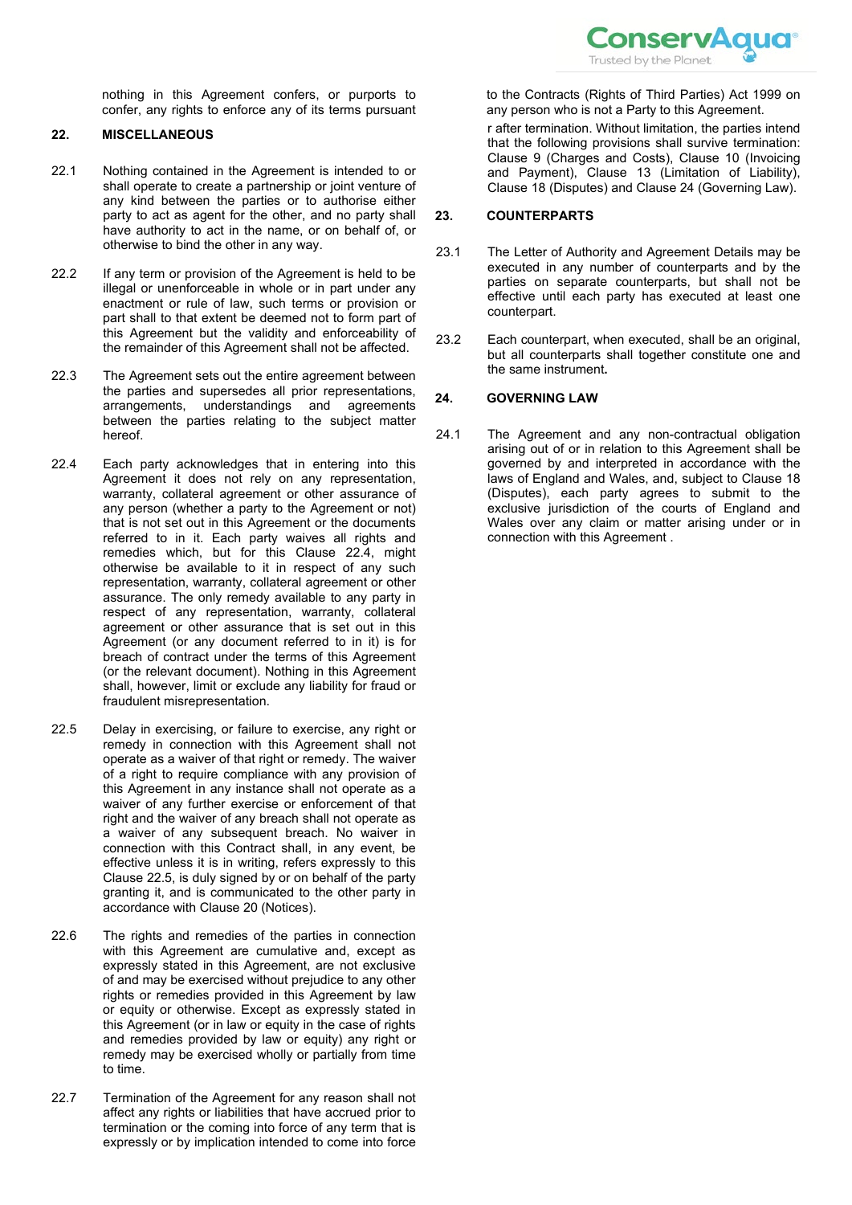nothing in this Agreement confers, or purports to confer, any rights to enforce any of its terms pursuant to the Contracts (Rights of Third Parties) Act 1999 on any person who is not a Party to this Agreement.

## 22. MISCELLANEOUS

22.1 Nothing contained in the Agreement is intended to or shall operate to create a partnership or joint venture of any kind between the parties or to authorise either party to act as agent for the other, and no party shall have authority to act in the name, or on behalf of, or otherwise to bind the other in any way.

22.2 If any term or provision of the Agreement is held to be illegal or unenforceable in whole or in part under any enactment or rule of law, such terms or provision or part shall to that extent be deemed not to form part of this Agreement but the validity and enforceability of the remainder of this Agreement shall not be affected.

22.3 The Agreement sets out the entire agreement between the parties and supersedes all prior representations, arrangements, understandings and agreements between the parties relating to the subject matter hereof.

22.4 Each party acknowledges that in entering into this Agreement it does not rely on any representation, warranty, collateral agreement or other assurance of any person (whether a party to the Agreement or not) that is not set out in this Agreement or the documents referred to in it. Each party waives all rights and remedies which, but for this Clause 22.4, might otherwise be available to it in respect of any such representation, warranty, collateral agreement or other assurance. The only remedy available to any party in respect of any representation, warranty, collateral agreement or other assurance that is set out in this Agreement (or any document referred to in it) is for breach of contract under the terms of this Agreement (or the relevant document). Nothing in this Agreement shall, however, limit or exclude any liability for fraud or fraudulent misrepresentation.

22.5 Delay in exercising, or failure to exercise, any right or remedy in connection with this Agreement shall not operate as a waiver of that right or remedy. The waiver of a right to require compliance with any provision of this Agreement in any instance shall not operate as a waiver of any further exercise or enforcement of that right and the waiver of any breach shall not operate as a waiver of any subsequent breach. No waiver in connection with this Contract shall, in any event, be effective unless it is in writing, refers expressly to this Clause 22.5, is duly signed by or on behalf of the party granting it, and is communicated to the other party in accordance with Clause 20 (Notices).

22.6 The rights and remedies of the parties in connection with this Agreement are cumulative and, except as expressly stated in this Agreement, are not exclusive of and may be exercised without prejudice to any other rights or remedies provided in this Agreement by law or equity or otherwise. Except as expressly stated in this Agreement (or in law or equity in the case of rights and remedies provided by law or equity) any right or remedy may be exercised wholly or partially from time to time.

22.7 Termination of the Agreement for any reason shall not affect any rights or liabilities that have accrued prior to termination or the coming into force of any term that is expressly or by implication intended to come into force r after termination. Without limitation, the parties intend that the following provisions shall survive termination: Clause 9 (Charges and Costs), Clause 10 (Invoicing and Payment), Clause 13 (Limitation of Liability), Clause 18 (Disputes) and Clause 24 (Governing Law).

## 23. COUNTERPARTS

23.1 The Letter of Authority and Agreement Details may be executed in any number of counterparts and by the parties on separate counterparts, but shall not be effective until each party has executed at least one counterpart.

23.2 Each counterpart, when executed, shall be an original, but all counterparts shall together constitute one and the same instrument**.**

## 24. GOVERNING LAW

24.1 The Agreement and any non-contractual obligation arising out of or in relation to this Agreement shall be governed by and interpreted in accordance with the laws of England and Wales, and, subject to Clause 18 (Disputes), each party agrees to submit to the exclusive jurisdiction of the courts of England and Wales over any claim or matter arising under or in connection with this Agreement .